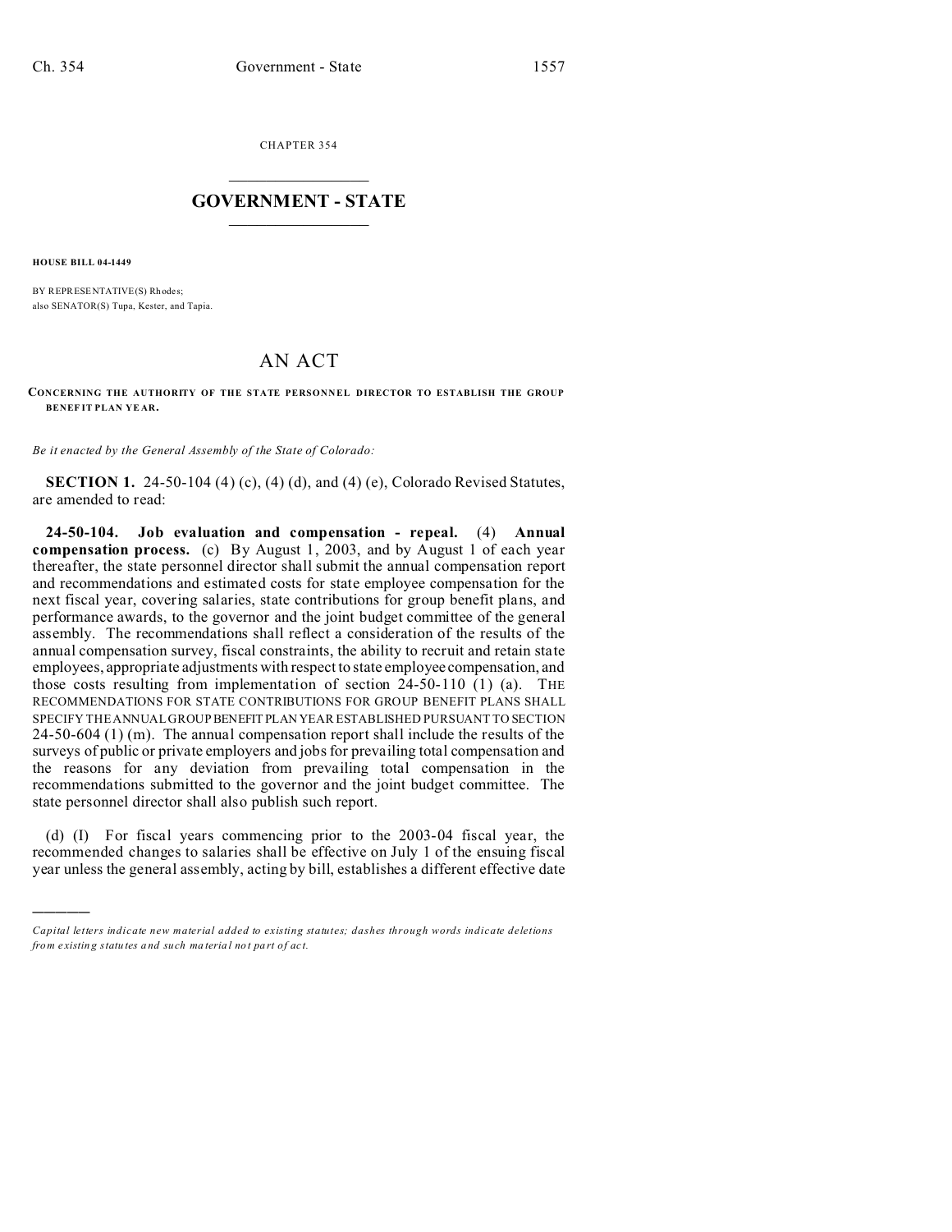CHAPTER 354

# GOVERNMENT - STATE

**HOUSE BILL 04-1449**

BY REPRESENTATIVE(S) Rhodes;
also SENATOR(S) Tupa, Kester, and Tapia.

# AN ACT

**CONCERNING THE AUTHORITY OF THE STATE PERSONNEL DIRECTOR TO ESTABLISH THE GROUP BENEFIT PLAN YEAR.**

*Be it enacted by the General Assembly of the State of Colorado:*

**SECTION 1.** 24-50-104 (4) (c), (4) (d), and (4) (e), Colorado Revised Statutes, are amended to read:

**24-50-104. Job evaluation and compensation - repeal.** (4) **Annual compensation process.** (c) By August 1, 2003, and by August 1 of each year thereafter, the state personnel director shall submit the annual compensation report and recommendations and estimated costs for state employee compensation for the next fiscal year, covering salaries, state contributions for group benefit plans, and performance awards, to the governor and the joint budget committee of the general assembly. The recommendations shall reflect a consideration of the results of the annual compensation survey, fiscal constraints, the ability to recruit and retain state employees, appropriate adjustments with respect to state employee compensation, and those costs resulting from implementation of section 24-50-110 (1) (a). THE RECOMMENDATIONS FOR STATE CONTRIBUTIONS FOR GROUP BENEFIT PLANS SHALL SPECIFY THE ANNUAL GROUP BENEFIT PLAN YEAR ESTABLISHED PURSUANT TO SECTION 24-50-604 (1) (m). The annual compensation report shall include the results of the surveys of public or private employers and jobs for prevailing total compensation and the reasons for any deviation from prevailing total compensation in the recommendations submitted to the governor and the joint budget committee. The state personnel director shall also publish such report.

(d) (I) For fiscal years commencing prior to the 2003-04 fiscal year, the recommended changes to salaries shall be effective on July 1 of the ensuing fiscal year unless the general assembly, acting by bill, establishes a different effective date

---

*Capital letters indicate new material added to existing statutes; dashes through words indicate deletions from existing statutes and such material not part of act.*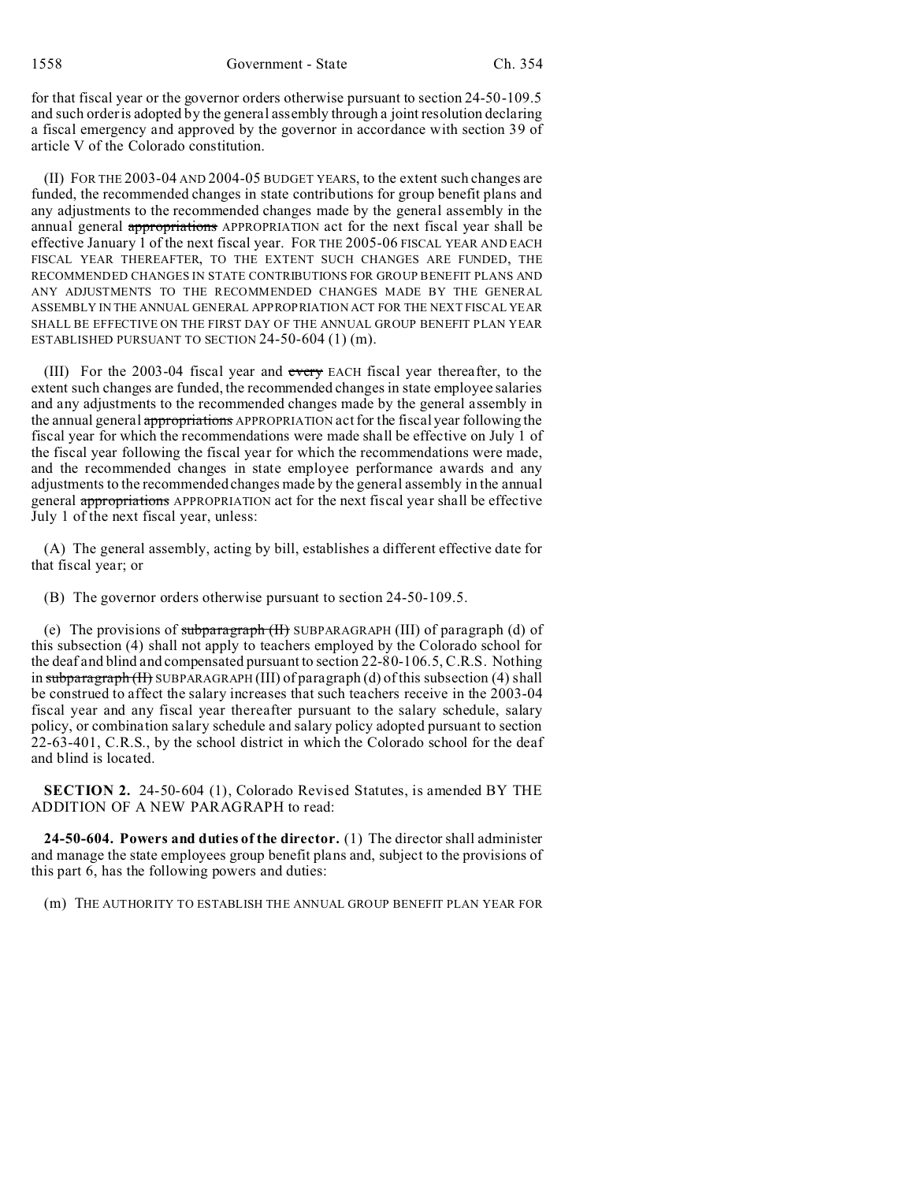for that fiscal year or the governor orders otherwise pursuant to section 24-50-109.5 and such order is adopted by the general assembly through a joint resolution declaring a fiscal emergency and approved by the governor in accordance with section 39 of article V of the Colorado constitution.

(II) FOR THE 2003-04 AND 2004-05 BUDGET YEARS, to the extent such changes are funded, the recommended changes in state contributions for group benefit plans and any adjustments to the recommended changes made by the general assembly in the annual general ~~appropriations~~ APPROPRIATION act for the next fiscal year shall be effective January 1 of the next fiscal year. FOR THE 2005-06 FISCAL YEAR AND EACH FISCAL YEAR THEREAFTER, TO THE EXTENT SUCH CHANGES ARE FUNDED, THE RECOMMENDED CHANGES IN STATE CONTRIBUTIONS FOR GROUP BENEFIT PLANS AND ANY ADJUSTMENTS TO THE RECOMMENDED CHANGES MADE BY THE GENERAL ASSEMBLY IN THE ANNUAL GENERAL APPROPRIATION ACT FOR THE NEXT FISCAL YEAR SHALL BE EFFECTIVE ON THE FIRST DAY OF THE ANNUAL GROUP BENEFIT PLAN YEAR ESTABLISHED PURSUANT TO SECTION 24-50-604 (1) (m).

(III) For the 2003-04 fiscal year and ~~every~~ EACH fiscal year thereafter, to the extent such changes are funded, the recommended changes in state employee salaries and any adjustments to the recommended changes made by the general assembly in the annual general ~~appropriations~~ APPROPRIATION act for the fiscal year following the fiscal year for which the recommendations were made shall be effective on July 1 of the fiscal year following the fiscal year for which the recommendations were made, and the recommended changes in state employee performance awards and any adjustments to the recommended changes made by the general assembly in the annual general ~~appropriations~~ APPROPRIATION act for the next fiscal year shall be effective July 1 of the next fiscal year, unless:

(A) The general assembly, acting by bill, establishes a different effective date for that fiscal year; or

(B) The governor orders otherwise pursuant to section 24-50-109.5.

(e) The provisions of ~~subparagraph (II)~~ SUBPARAGRAPH (III) of paragraph (d) of this subsection (4) shall not apply to teachers employed by the Colorado school for the deaf and blind and compensated pursuant to section 22-80-106.5, C.R.S. Nothing in ~~subparagraph (II)~~ SUBPARAGRAPH (III) of paragraph (d) of this subsection (4) shall be construed to affect the salary increases that such teachers receive in the 2003-04 fiscal year and any fiscal year thereafter pursuant to the salary schedule, salary policy, or combination salary schedule and salary policy adopted pursuant to section 22-63-401, C.R.S., by the school district in which the Colorado school for the deaf and blind is located.

**SECTION 2.** 24-50-604 (1), Colorado Revised Statutes, is amended BY THE ADDITION OF A NEW PARAGRAPH to read:

**24-50-604. Powers and duties of the director.** (1) The director shall administer and manage the state employees group benefit plans and, subject to the provisions of this part 6, has the following powers and duties:

(m) THE AUTHORITY TO ESTABLISH THE ANNUAL GROUP BENEFIT PLAN YEAR FOR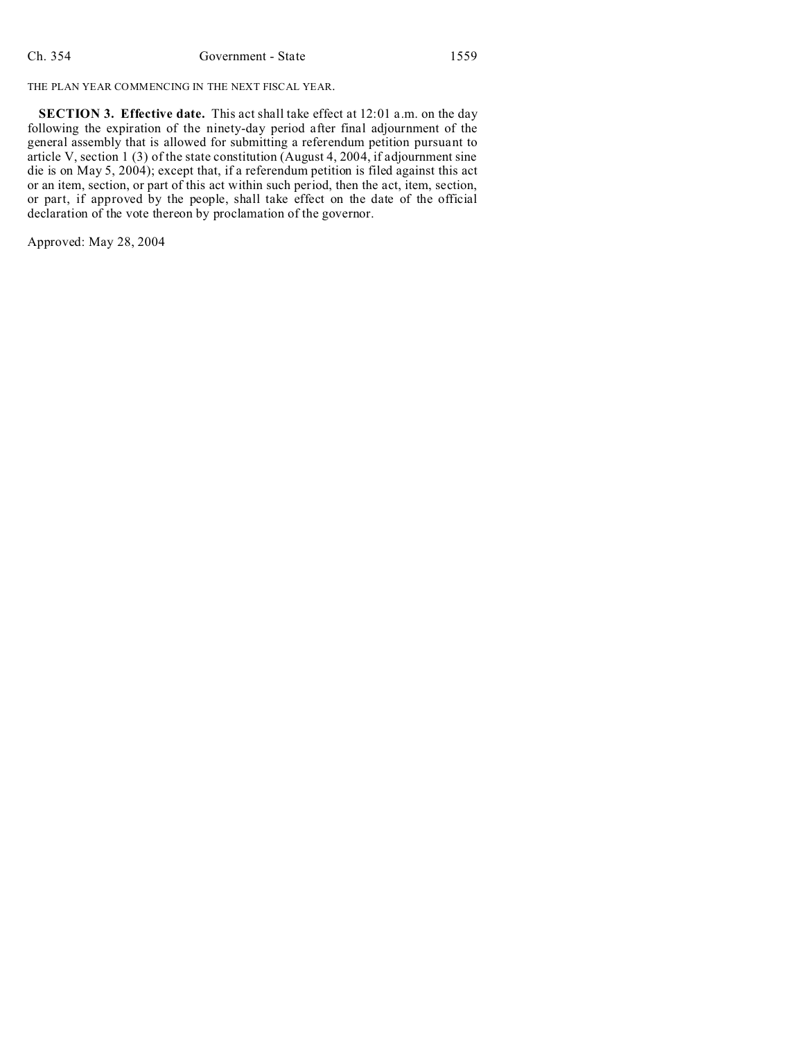THE PLAN YEAR COMMENCING IN THE NEXT FISCAL YEAR.

**SECTION 3. Effective date.** This act shall take effect at 12:01 a.m. on the day following the expiration of the ninety-day period after final adjournment of the general assembly that is allowed for submitting a referendum petition pursuant to article V, section 1 (3) of the state constitution (August 4, 2004, if adjournment sine die is on May 5, 2004); except that, if a referendum petition is filed against this act or an item, section, or part of this act within such period, then the act, item, section, or part, if approved by the people, shall take effect on the date of the official declaration of the vote thereon by proclamation of the governor.

Approved: May 28, 2004